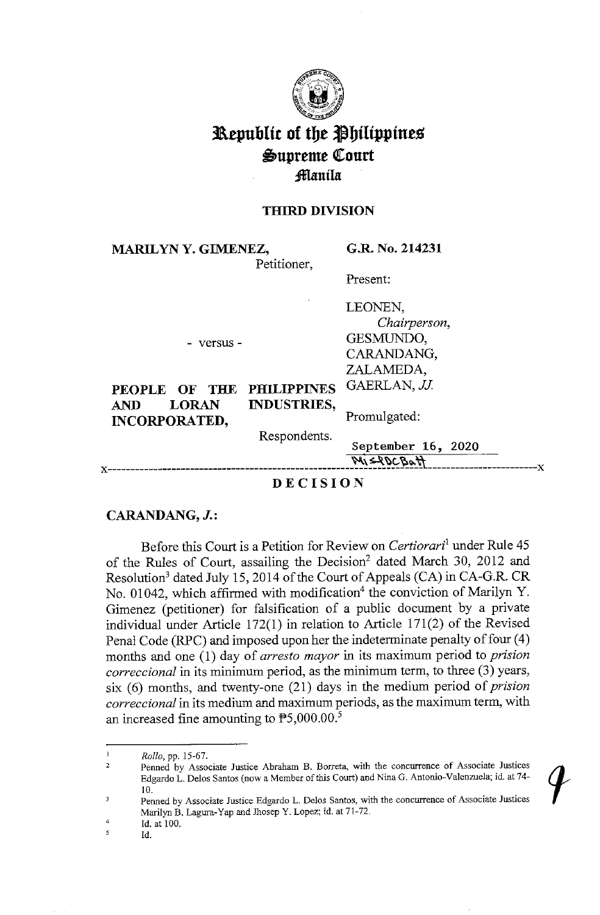# Republic of the Philippines
## Supreme Court
### Manila

**THIRD DIVISION**

| | |
|---|---|
| **MARILYN Y. GIMENEZ,** Petitioner, | **G.R. No. 214231** |
| | Present: |
| - versus - | LEONEN, *Chairperson,* GESMUNDO, CARANDANG, ZALAMEDA, GAERLAN, *JJ.* |
| **PEOPLE OF THE PHILIPPINES AND LORAN INDUSTRIES, INCORPORATED,** Respondents. | Promulgated: September 16, 2020 |

x-----------------------------------------------------------------------------------------x

**D E C I S I O N**

**CARANDANG, *J.*:**

Before this Court is a Petition for Review on *Certiorari*[1] under Rule 45 of the Rules of Court, assailing the Decision[2] dated March 30, 2012 and Resolution[3] dated July 15, 2014 of the Court of Appeals (CA) in CA-G.R. CR No. 01042, which affirmed with modification[4] the conviction of Marilyn Y. Gimenez (petitioner) for falsification of a public document by a private individual under Article 172(1) in relation to Article 171(2) of the Revised Penal Code (RPC) and imposed upon her the indeterminate penalty of four (4) months and one (1) day of *arresto mayor* in its maximum period to *prision correccional* in its minimum period, as the minimum term, to three (3) years, six (6) months, and twenty-one (21) days in the medium period of *prision correccional* in its medium and maximum periods, as the maximum term, with an increased fine amounting to ₱5,000.00.[5]

---

[1] *Rollo*, pp. 15-67.

[2] Penned by Associate Justice Abraham B. Borreta, with the concurrence of Associate Justices Edgardo L. Delos Santos (now a Member of this Court) and Nina G. Antonio-Valenzuela; id. at 74-10.

[3] Penned by Associate Justice Edgardo L. Delos Santos, with the concurrence of Associate Justices Marilyn B. Lagura-Yap and Jhosep Y. Lopez; id. at 71-72.

[4] Id. at 100.

[5] Id.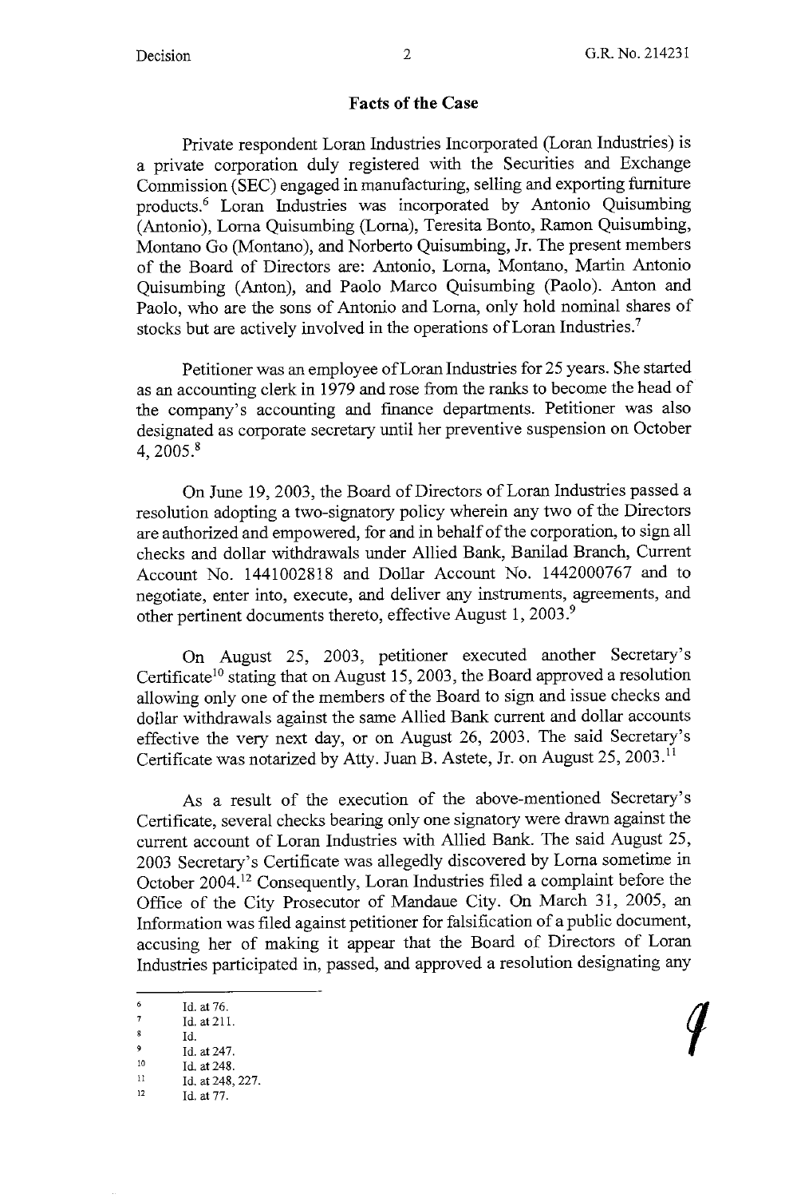## Facts of the Case

Private respondent Loran Industries Incorporated (Loran Industries) is a private corporation duly registered with the Securities and Exchange Commission (SEC) engaged in manufacturing, selling and exporting furniture products.[6] Loran Industries was incorporated by Antonio Quisumbing (Antonio), Lorna Quisumbing (Lorna), Teresita Bonto, Ramon Quisumbing, Montano Go (Montano), and Norberto Quisumbing, Jr. The present members of the Board of Directors are: Antonio, Lorna, Montano, Martin Antonio Quisumbing (Anton), and Paolo Marco Quisumbing (Paolo). Anton and Paolo, who are the sons of Antonio and Lorna, only hold nominal shares of stocks but are actively involved in the operations of Loran Industries.[7]

Petitioner was an employee of Loran Industries for 25 years. She started as an accounting clerk in 1979 and rose from the ranks to become the head of the company's accounting and finance departments. Petitioner was also designated as corporate secretary until her preventive suspension on October 4, 2005.[8]

On June 19, 2003, the Board of Directors of Loran Industries passed a resolution adopting a two-signatory policy wherein any two of the Directors are authorized and empowered, for and in behalf of the corporation, to sign all checks and dollar withdrawals under Allied Bank, Banilad Branch, Current Account No. 1441002818 and Dollar Account No. 1442000767 and to negotiate, enter into, execute, and deliver any instruments, agreements, and other pertinent documents thereto, effective August 1, 2003.[9]

On August 25, 2003, petitioner executed another Secretary's Certificate[10] stating that on August 15, 2003, the Board approved a resolution allowing only one of the members of the Board to sign and issue checks and dollar withdrawals against the same Allied Bank current and dollar accounts effective the very next day, or on August 26, 2003. The said Secretary's Certificate was notarized by Atty. Juan B. Astete, Jr. on August 25, 2003.[11]

As a result of the execution of the above-mentioned Secretary's Certificate, several checks bearing only one signatory were drawn against the current account of Loran Industries with Allied Bank. The said August 25, 2003 Secretary's Certificate was allegedly discovered by Lorna sometime in October 2004.[12] Consequently, Loran Industries filed a complaint before the Office of the City Prosecutor of Mandaue City. On March 31, 2005, an Information was filed against petitioner for falsification of a public document, accusing her of making it appear that the Board of Directors of Loran Industries participated in, passed, and approved a resolution designating any

---

[6] Id. at 76.

[7] Id. at 211.

[8] Id.

[9] Id. at 247.

[10] Id. at 248.

[11] Id. at 248, 227.

[12] Id. at 77.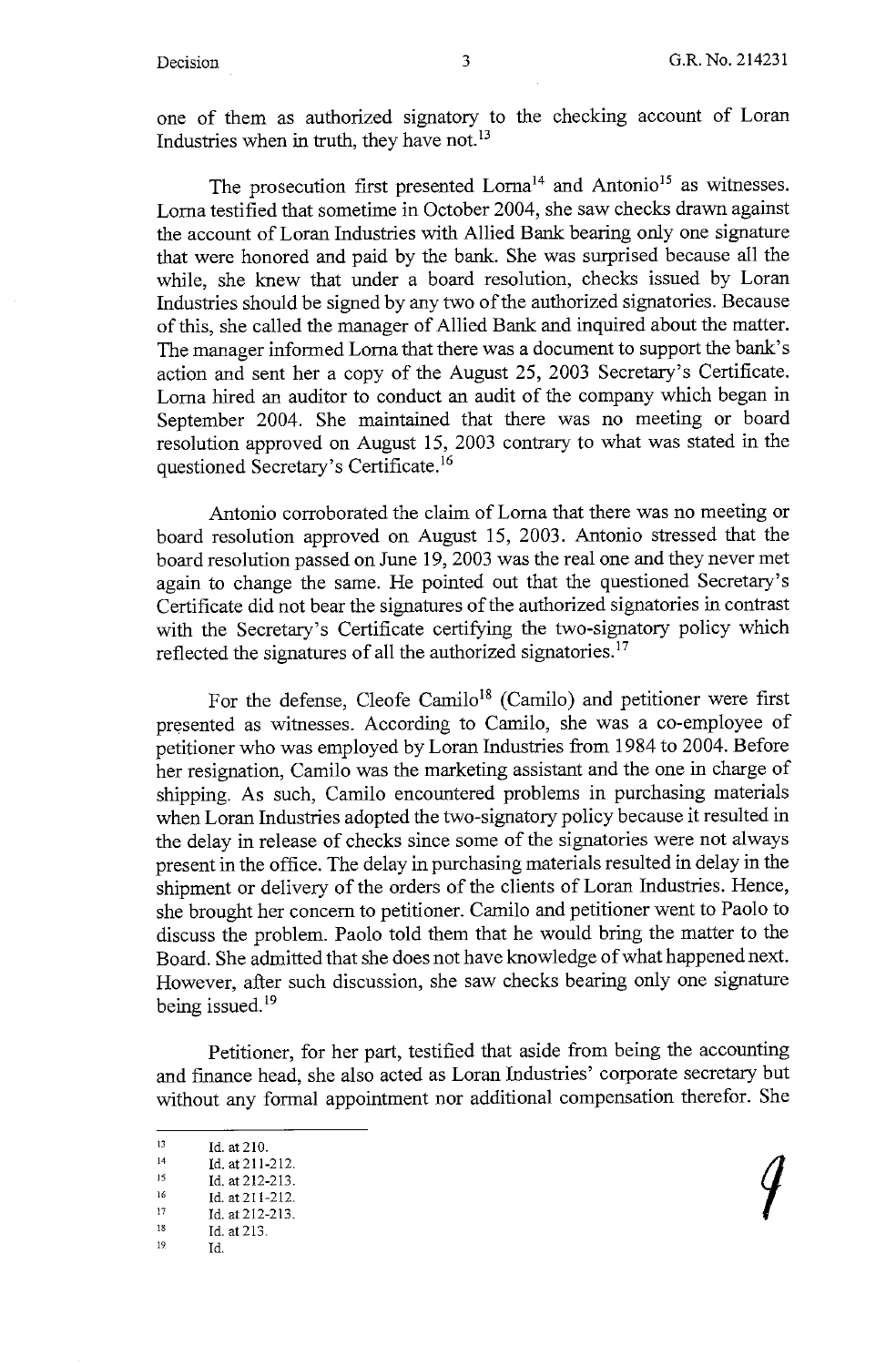one of them as authorized signatory to the checking account of Loran Industries when in truth, they have not.[13]

The prosecution first presented Lorna[14] and Antonio[15] as witnesses. Lorna testified that sometime in October 2004, she saw checks drawn against the account of Loran Industries with Allied Bank bearing only one signature that were honored and paid by the bank. She was surprised because all the while, she knew that under a board resolution, checks issued by Loran Industries should be signed by any two of the authorized signatories. Because of this, she called the manager of Allied Bank and inquired about the matter. The manager informed Lorna that there was a document to support the bank's action and sent her a copy of the August 25, 2003 Secretary's Certificate. Lorna hired an auditor to conduct an audit of the company which began in September 2004. She maintained that there was no meeting or board resolution approved on August 15, 2003 contrary to what was stated in the questioned Secretary's Certificate.[16]

Antonio corroborated the claim of Lorna that there was no meeting or board resolution approved on August 15, 2003. Antonio stressed that the board resolution passed on June 19, 2003 was the real one and they never met again to change the same. He pointed out that the questioned Secretary's Certificate did not bear the signatures of the authorized signatories in contrast with the Secretary's Certificate certifying the two-signatory policy which reflected the signatures of all the authorized signatories.[17]

For the defense, Cleofe Camilo[18] (Camilo) and petitioner were first presented as witnesses. According to Camilo, she was a co-employee of petitioner who was employed by Loran Industries from 1984 to 2004. Before her resignation, Camilo was the marketing assistant and the one in charge of shipping. As such, Camilo encountered problems in purchasing materials when Loran Industries adopted the two-signatory policy because it resulted in the delay in release of checks since some of the signatories were not always present in the office. The delay in purchasing materials resulted in delay in the shipment or delivery of the orders of the clients of Loran Industries. Hence, she brought her concern to petitioner. Camilo and petitioner went to Paolo to discuss the problem. Paolo told them that he would bring the matter to the Board. She admitted that she does not have knowledge of what happened next. However, after such discussion, she saw checks bearing only one signature being issued.[19]

Petitioner, for her part, testified that aside from being the accounting and finance head, she also acted as Loran Industries' corporate secretary but without any formal appointment nor additional compensation therefor. She

---

[13] Id. at 210.
[14] Id. at 211-212.
[15] Id. at 212-213.
[16] Id. at 211-212.
[17] Id. at 212-213.
[18] Id. at 213.
[19] Id.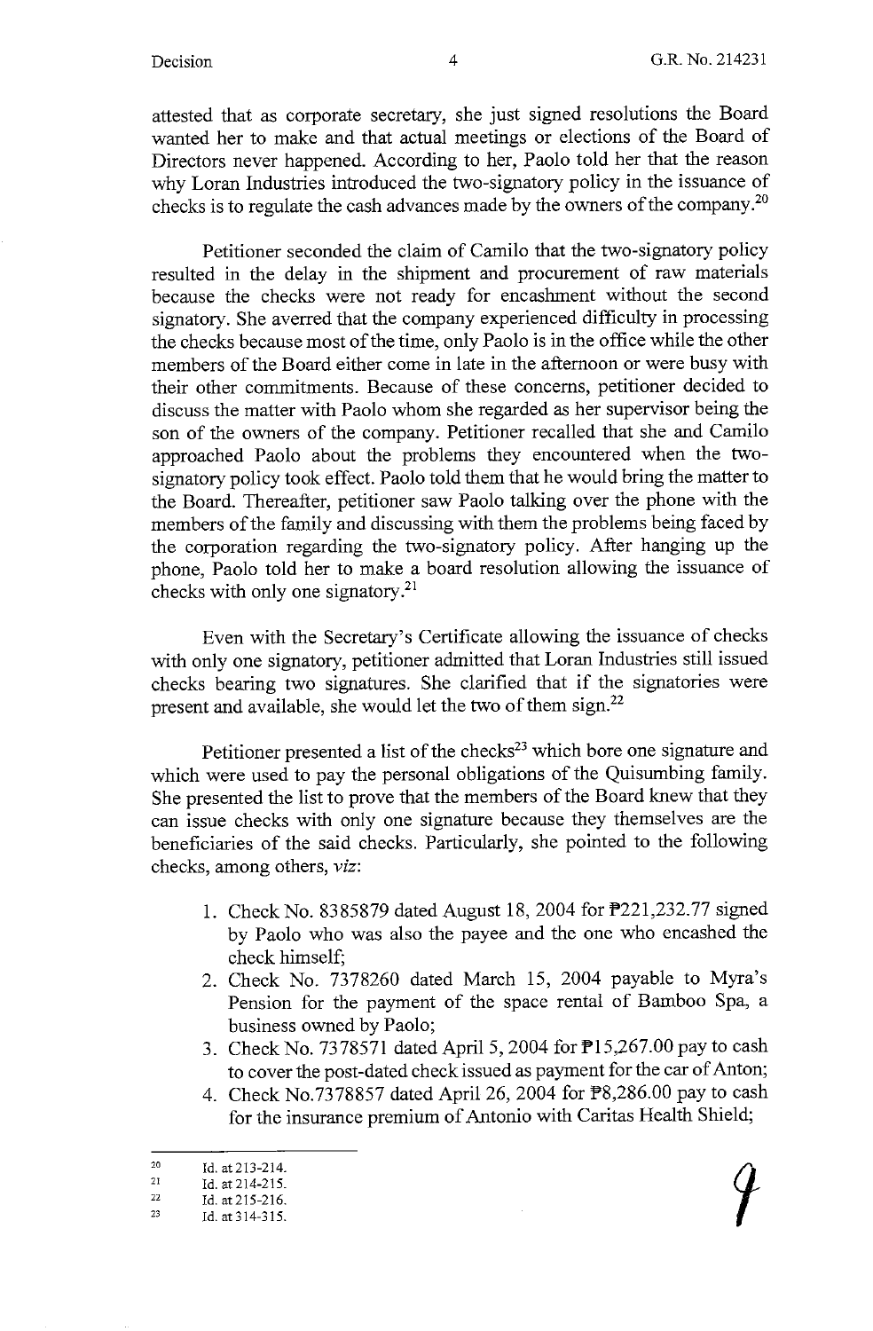attested that as corporate secretary, she just signed resolutions the Board wanted her to make and that actual meetings or elections of the Board of Directors never happened. According to her, Paolo told her that the reason why Loran Industries introduced the two-signatory policy in the issuance of checks is to regulate the cash advances made by the owners of the company.[20]

Petitioner seconded the claim of Camilo that the two-signatory policy resulted in the delay in the shipment and procurement of raw materials because the checks were not ready for encashment without the second signatory. She averred that the company experienced difficulty in processing the checks because most of the time, only Paolo is in the office while the other members of the Board either come in late in the afternoon or were busy with their other commitments. Because of these concerns, petitioner decided to discuss the matter with Paolo whom she regarded as her supervisor being the son of the owners of the company. Petitioner recalled that she and Camilo approached Paolo about the problems they encountered when the two-signatory policy took effect. Paolo told them that he would bring the matter to the Board. Thereafter, petitioner saw Paolo talking over the phone with the members of the family and discussing with them the problems being faced by the corporation regarding the two-signatory policy. After hanging up the phone, Paolo told her to make a board resolution allowing the issuance of checks with only one signatory.[21]

Even with the Secretary's Certificate allowing the issuance of checks with only one signatory, petitioner admitted that Loran Industries still issued checks bearing two signatures. She clarified that if the signatories were present and available, she would let the two of them sign.[22]

Petitioner presented a list of the checks[23] which bore one signature and which were used to pay the personal obligations of the Quisumbing family. She presented the list to prove that the members of the Board knew that they can issue checks with only one signature because they themselves are the beneficiaries of the said checks. Particularly, she pointed to the following checks, among others, *viz*:

1. Check No. 8385879 dated August 18, 2004 for ₱221,232.77 signed by Paolo who was also the payee and the one who encashed the check himself;
2. Check No. 7378260 dated March 15, 2004 payable to Myra's Pension for the payment of the space rental of Bamboo Spa, a business owned by Paolo;
3. Check No. 7378571 dated April 5, 2004 for ₱15,267.00 pay to cash to cover the post-dated check issued as payment for the car of Anton;
4. Check No.7378857 dated April 26, 2004 for ₱8,286.00 pay to cash for the insurance premium of Antonio with Caritas Health Shield;

---

[20] Id. at 213-214.
[21] Id. at 214-215.
[22] Id. at 215-216.
[23] Id. at 314-315.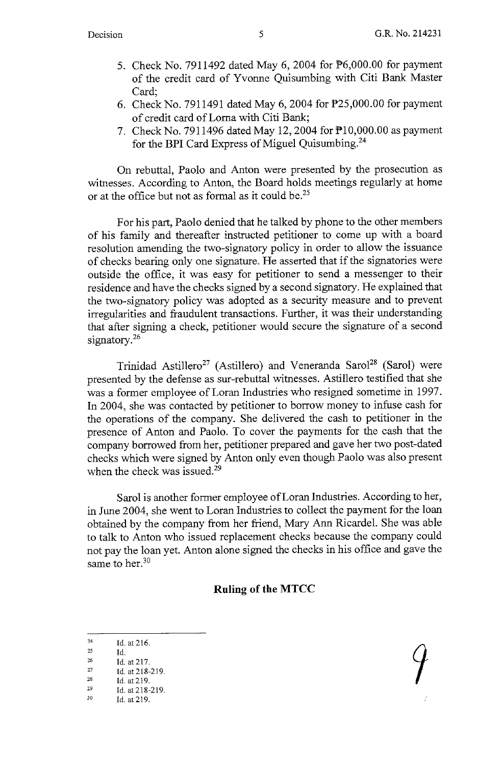5. Check No. 7911492 dated May 6, 2004 for ₱6,000.00 for payment of the credit card of Yvonne Quisumbing with Citi Bank Master Card;
6. Check No. 7911491 dated May 6, 2004 for ₱25,000.00 for payment of credit card of Lorna with Citi Bank;
7. Check No. 7911496 dated May 12, 2004 for ₱10,000.00 as payment for the BPI Card Express of Miguel Quisumbing.[24]

On rebuttal, Paolo and Anton were presented by the prosecution as witnesses. According to Anton, the Board holds meetings regularly at home or at the office but not as formal as it could be.[25]

For his part, Paolo denied that he talked by phone to the other members of his family and thereafter instructed petitioner to come up with a board resolution amending the two-signatory policy in order to allow the issuance of checks bearing only one signature. He asserted that if the signatories were outside the office, it was easy for petitioner to send a messenger to their residence and have the checks signed by a second signatory. He explained that the two-signatory policy was adopted as a security measure and to prevent irregularities and fraudulent transactions. Further, it was their understanding that after signing a check, petitioner would secure the signature of a second signatory.[26]

Trinidad Astillero[27] (Astillero) and Veneranda Sarol[28] (Sarol) were presented by the defense as sur-rebuttal witnesses. Astillero testified that she was a former employee of Loran Industries who resigned sometime in 1997. In 2004, she was contacted by petitioner to borrow money to infuse cash for the operations of the company. She delivered the cash to petitioner in the presence of Anton and Paolo. To cover the payments for the cash that the company borrowed from her, petitioner prepared and gave her two post-dated checks which were signed by Anton only even though Paolo was also present when the check was issued.[29]

Sarol is another former employee of Loran Industries. According to her, in June 2004, she went to Loran Industries to collect the payment for the loan obtained by the company from her friend, Mary Ann Ricardel. She was able to talk to Anton who issued replacement checks because the company could not pay the loan yet. Anton alone signed the checks in his office and gave the same to her.[30]

## Ruling of the MTCC

---

[24] Id. at 216.
[25] Id.
[26] Id. at 217.
[27] Id. at 218-219.
[28] Id. at 219.
[29] Id. at 218-219.
[30] Id. at 219.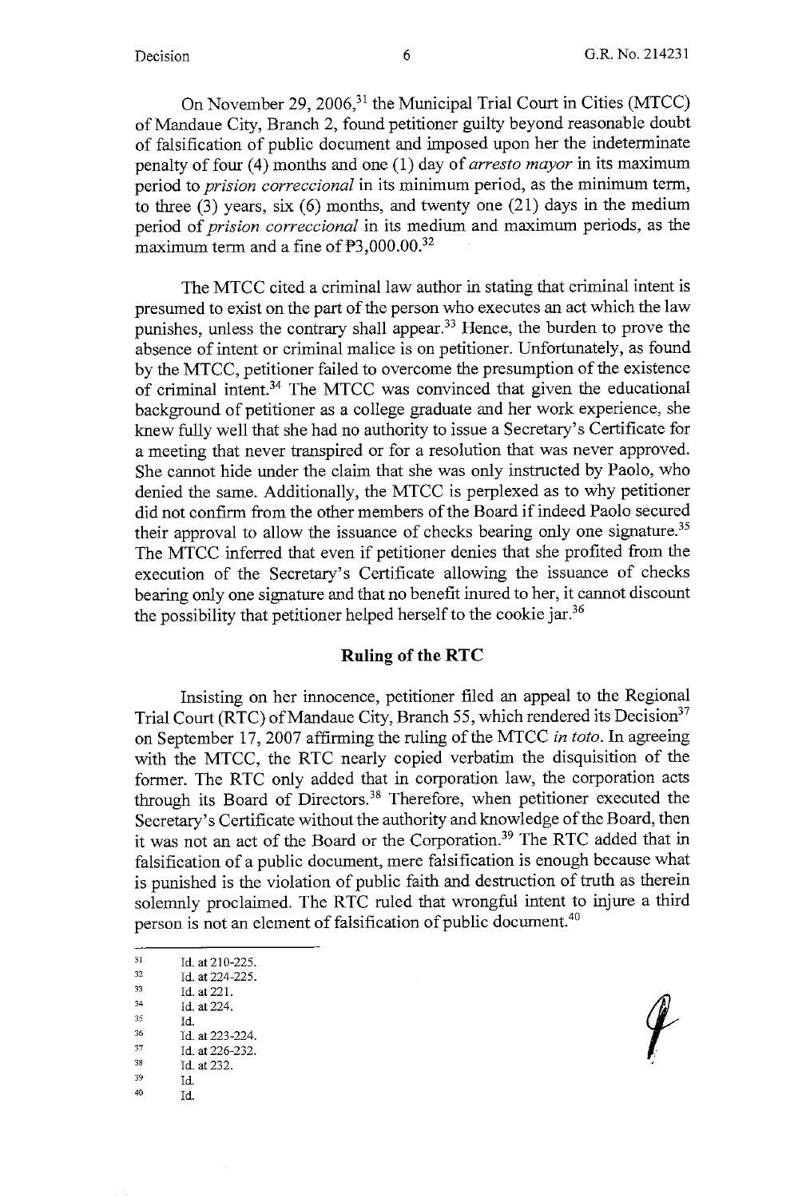On November 29, 2006,[31] the Municipal Trial Court in Cities (MTCC) of Mandaue City, Branch 2, found petitioner guilty beyond reasonable doubt of falsification of public document and imposed upon her the indeterminate penalty of four (4) months and one (1) day of *arresto mayor* in its maximum period to *prision correccional* in its minimum period, as the minimum term, to three (3) years, six (6) months, and twenty one (21) days in the medium period of *prision correccional* in its medium and maximum periods, as the maximum term and a fine of ₱3,000.00.[32]

The MTCC cited a criminal law author in stating that criminal intent is presumed to exist on the part of the person who executes an act which the law punishes, unless the contrary shall appear.[33] Hence, the burden to prove the absence of intent or criminal malice is on petitioner. Unfortunately, as found by the MTCC, petitioner failed to overcome the presumption of the existence of criminal intent.[34] The MTCC was convinced that given the educational background of petitioner as a college graduate and her work experience, she knew fully well that she had no authority to issue a Secretary's Certificate for a meeting that never transpired or for a resolution that was never approved. She cannot hide under the claim that she was only instructed by Paolo, who denied the same. Additionally, the MTCC is perplexed as to why petitioner did not confirm from the other members of the Board if indeed Paolo secured their approval to allow the issuance of checks bearing only one signature.[35] The MTCC inferred that even if petitioner denies that she profited from the execution of the Secretary's Certificate allowing the issuance of checks bearing only one signature and that no benefit inured to her, it cannot discount the possibility that petitioner helped herself to the cookie jar.[36]

## Ruling of the RTC

Insisting on her innocence, petitioner filed an appeal to the Regional Trial Court (RTC) of Mandaue City, Branch 55, which rendered its Decision[37] on September 17, 2007 affirming the ruling of the MTCC *in toto*. In agreeing with the MTCC, the RTC nearly copied verbatim the disquisition of the former. The RTC only added that in corporation law, the corporation acts through its Board of Directors.[38] Therefore, when petitioner executed the Secretary's Certificate without the authority and knowledge of the Board, then it was not an act of the Board or the Corporation.[39] The RTC added that in falsification of a public document, mere falsification is enough because what is punished is the violation of public faith and destruction of truth as therein solemnly proclaimed. The RTC ruled that wrongful intent to injure a third person is not an element of falsification of public document.[40]

---

31 Id. at 210-225.
32 Id. at 224-225.
33 Id. at 221.
34 Id. at 224.
35 Id.
36 Id. at 223-224.
37 Id. at 226-232.
38 Id. at 232.
39 Id.
40 Id.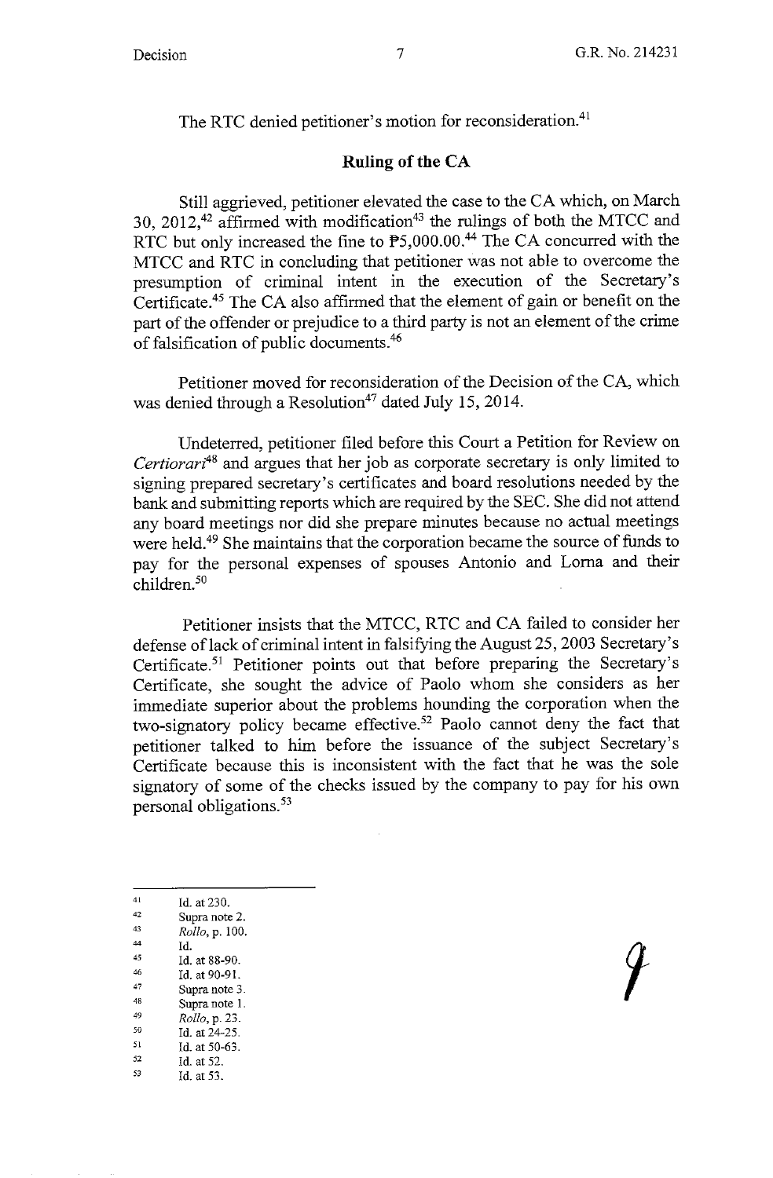The RTC denied petitioner's motion for reconsideration.[41]

## Ruling of the CA

Still aggrieved, petitioner elevated the case to the CA which, on March 30, 2012,[42] affirmed with modification[43] the rulings of both the MTCC and RTC but only increased the fine to ₱5,000.00.[44] The CA concurred with the MTCC and RTC in concluding that petitioner was not able to overcome the presumption of criminal intent in the execution of the Secretary's Certificate.[45] The CA also affirmed that the element of gain or benefit on the part of the offender or prejudice to a third party is not an element of the crime of falsification of public documents.[46]

Petitioner moved for reconsideration of the Decision of the CA, which was denied through a Resolution[47] dated July 15, 2014.

Undeterred, petitioner filed before this Court a Petition for Review on *Certiorari*[48] and argues that her job as corporate secretary is only limited to signing prepared secretary's certificates and board resolutions needed by the bank and submitting reports which are required by the SEC. She did not attend any board meetings nor did she prepare minutes because no actual meetings were held.[49] She maintains that the corporation became the source of funds to pay for the personal expenses of spouses Antonio and Lorna and their children.[50]

Petitioner insists that the MTCC, RTC and CA failed to consider her defense of lack of criminal intent in falsifying the August 25, 2003 Secretary's Certificate.[51] Petitioner points out that before preparing the Secretary's Certificate, she sought the advice of Paolo whom she considers as her immediate superior about the problems hounding the corporation when the two-signatory policy became effective.[52] Paolo cannot deny the fact that petitioner talked to him before the issuance of the subject Secretary's Certificate because this is inconsistent with the fact that he was the sole signatory of some of the checks issued by the company to pay for his own personal obligations.[53]

---

41 Id. at 230.
42 Supra note 2.
43 *Rollo*, p. 100.
44 Id.
45 Id. at 88-90.
46 Id. at 90-91.
47 Supra note 3.
48 Supra note 1.
49 *Rollo*, p. 23.
50 Id. at 24-25.
51 Id. at 50-63.
52 Id. at 52.
53 Id. at 53.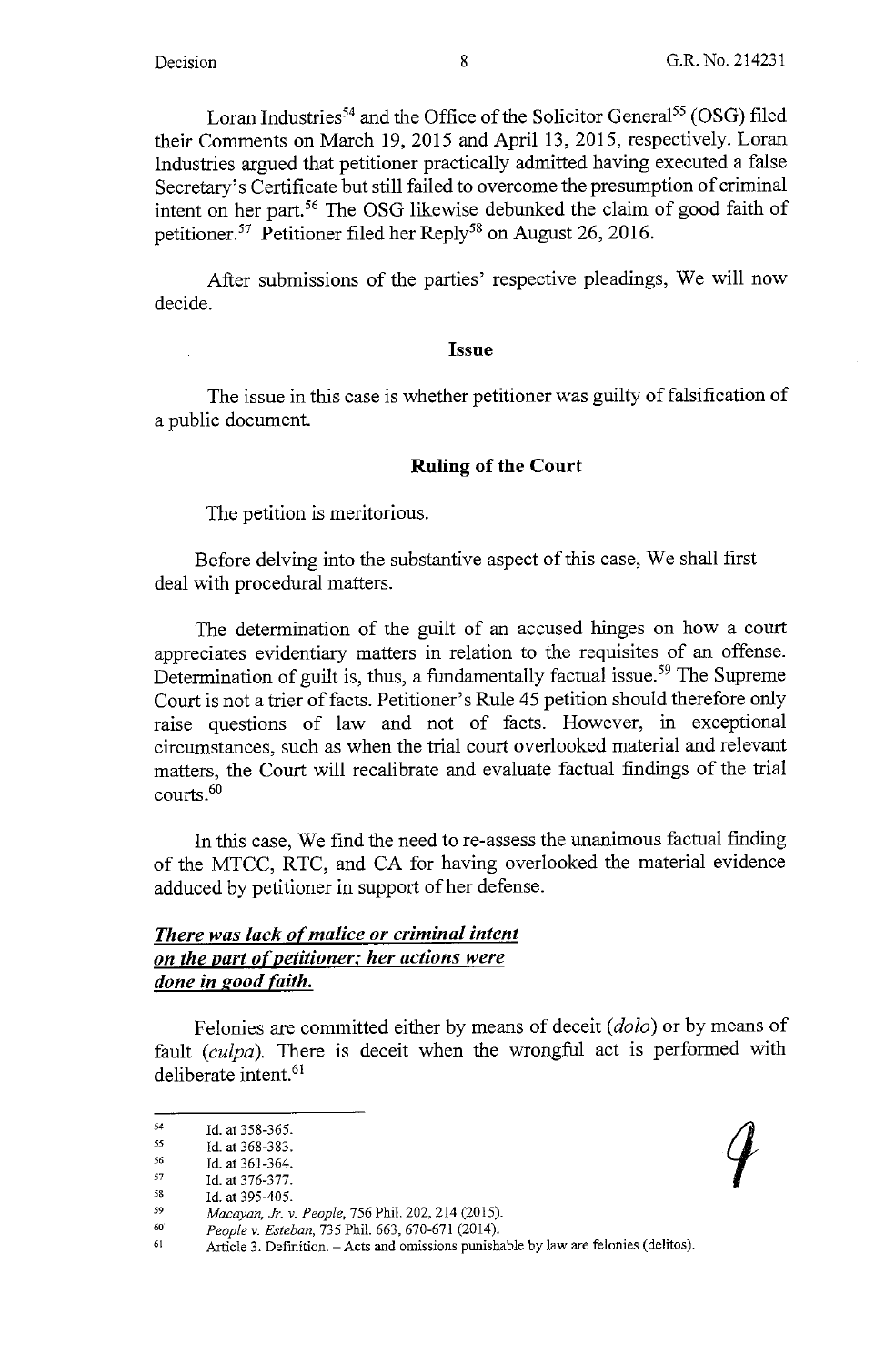Loran Industries[54] and the Office of the Solicitor General[55] (OSG) filed their Comments on March 19, 2015 and April 13, 2015, respectively. Loran Industries argued that petitioner practically admitted having executed a false Secretary's Certificate but still failed to overcome the presumption of criminal intent on her part.[56] The OSG likewise debunked the claim of good faith of petitioner.[57] Petitioner filed her Reply[58] on August 26, 2016.

After submissions of the parties' respective pleadings, We will now decide.

**Issue**

The issue in this case is whether petitioner was guilty of falsification of a public document.

**Ruling of the Court**

The petition is meritorious.

Before delving into the substantive aspect of this case, We shall first deal with procedural matters.

The determination of the guilt of an accused hinges on how a court appreciates evidentiary matters in relation to the requisites of an offense. Determination of guilt is, thus, a fundamentally factual issue.[59] The Supreme Court is not a trier of facts. Petitioner's Rule 45 petition should therefore only raise questions of law and not of facts. However, in exceptional circumstances, such as when the trial court overlooked material and relevant matters, the Court will recalibrate and evaluate factual findings of the trial courts.[60]

In this case, We find the need to re-assess the unanimous factual finding of the MTCC, RTC, and CA for having overlooked the material evidence adduced by petitioner in support of her defense.

***There was lack of malice or criminal intent on the part of petitioner; her actions were done in good faith.***

Felonies are committed either by means of deceit (*dolo*) or by means of fault (*culpa*). There is deceit when the wrongful act is performed with deliberate intent.[61]

---

[54] Id. at 358-365.
[55] Id. at 368-383.
[56] Id. at 361-364.
[57] Id. at 376-377.
[58] Id. at 395-405.
[59] *Macayan, Jr. v. People*, 756 Phil. 202, 214 (2015).
[60] *People v. Esteban*, 735 Phil. 663, 670-671 (2014).
[61] Article 3. Definition. – Acts and omissions punishable by law are felonies (delitos).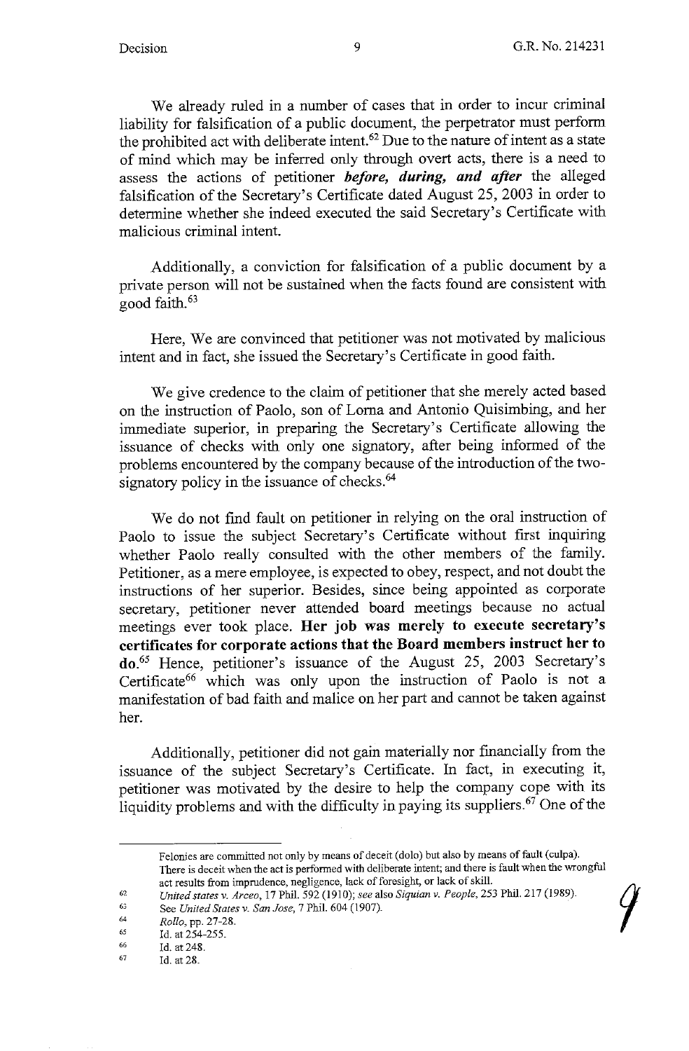We already ruled in a number of cases that in order to incur criminal liability for falsification of a public document, the perpetrator must perform the prohibited act with deliberate intent.[62] Due to the nature of intent as a state of mind which may be inferred only through overt acts, there is a need to assess the actions of petitioner ***before, during, and after*** the alleged falsification of the Secretary's Certificate dated August 25, 2003 in order to determine whether she indeed executed the said Secretary's Certificate with malicious criminal intent.

Additionally, a conviction for falsification of a public document by a private person will not be sustained when the facts found are consistent with good faith.[63]

Here, We are convinced that petitioner was not motivated by malicious intent and in fact, she issued the Secretary's Certificate in good faith.

We give credence to the claim of petitioner that she merely acted based on the instruction of Paolo, son of Lorna and Antonio Quisimbing, and her immediate superior, in preparing the Secretary's Certificate allowing the issuance of checks with only one signatory, after being informed of the problems encountered by the company because of the introduction of the two-signatory policy in the issuance of checks.[64]

We do not find fault on petitioner in relying on the oral instruction of Paolo to issue the subject Secretary's Certificate without first inquiring whether Paolo really consulted with the other members of the family. Petitioner, as a mere employee, is expected to obey, respect, and not doubt the instructions of her superior. Besides, since being appointed as corporate secretary, petitioner never attended board meetings because no actual meetings ever took place. **Her job was merely to execute secretary's certificates for corporate actions that the Board members instruct her to do.**[65] Hence, petitioner's issuance of the August 25, 2003 Secretary's Certificate[66] which was only upon the instruction of Paolo is not a manifestation of bad faith and malice on her part and cannot be taken against her.

Additionally, petitioner did not gain materially nor financially from the issuance of the subject Secretary's Certificate. In fact, in executing it, petitioner was motivated by the desire to help the company cope with its liquidity problems and with the difficulty in paying its suppliers.[67] One of the

---

Felonies are committed not only by means of deceit (dolo) but also by means of fault (culpa). There is deceit when the act is performed with deliberate intent; and there is fault when the wrongful act results from imprudence, negligence, lack of foresight, or lack of skill.

[62] *United states v. Arceo*, 17 Phil. 592 (1910); *see* also *Siquian v. People*, 253 Phil. 217 (1989).

[63] See *United States v. San Jose*, 7 Phil. 604 (1907).

[64] *Rollo*, pp. 27-28.

[65] Id. at 254-255.

[66] Id. at 248.

[67] Id. at 28.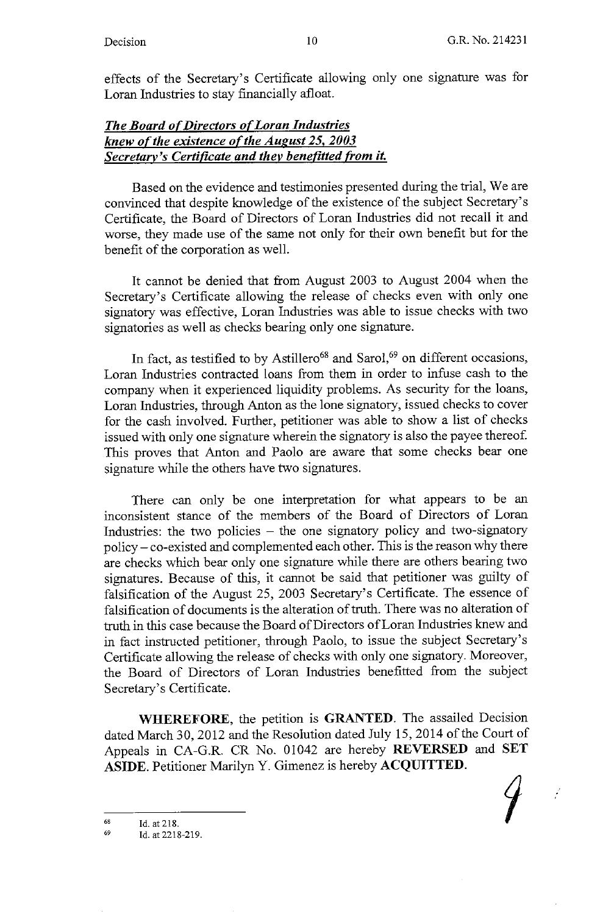effects of the Secretary's Certificate allowing only one signature was for Loran Industries to stay financially afloat.

***The Board of Directors of Loran Industries knew of the existence of the August 25, 2003 Secretary's Certificate and they benefitted from it.***

Based on the evidence and testimonies presented during the trial, We are convinced that despite knowledge of the existence of the subject Secretary's Certificate, the Board of Directors of Loran Industries did not recall it and worse, they made use of the same not only for their own benefit but for the benefit of the corporation as well.

It cannot be denied that from August 2003 to August 2004 when the Secretary's Certificate allowing the release of checks even with only one signatory was effective, Loran Industries was able to issue checks with two signatories as well as checks bearing only one signature.

In fact, as testified to by Astillero[68] and Sarol,[69] on different occasions, Loran Industries contracted loans from them in order to infuse cash to the company when it experienced liquidity problems. As security for the loans, Loran Industries, through Anton as the lone signatory, issued checks to cover for the cash involved. Further, petitioner was able to show a list of checks issued with only one signature wherein the signatory is also the payee thereof. This proves that Anton and Paolo are aware that some checks bear one signature while the others have two signatures.

There can only be one interpretation for what appears to be an inconsistent stance of the members of the Board of Directors of Loran Industries: the two policies – the one signatory policy and two-signatory policy – co-existed and complemented each other. This is the reason why there are checks which bear only one signature while there are others bearing two signatures. Because of this, it cannot be said that petitioner was guilty of falsification of the August 25, 2003 Secretary's Certificate. The essence of falsification of documents is the alteration of truth. There was no alteration of truth in this case because the Board of Directors of Loran Industries knew and in fact instructed petitioner, through Paolo, to issue the subject Secretary's Certificate allowing the release of checks with only one signatory. Moreover, the Board of Directors of Loran Industries benefitted from the subject Secretary's Certificate.

**WHEREFORE**, the petition is **GRANTED**. The assailed Decision dated March 30, 2012 and the Resolution dated July 15, 2014 of the Court of Appeals in CA-G.R. CR No. 01042 are hereby **REVERSED** and **SET ASIDE**. Petitioner Marilyn Y. Gimenez is hereby **ACQUITTED**.

---

[68] Id. at 218.

[69] Id. at 2218-219.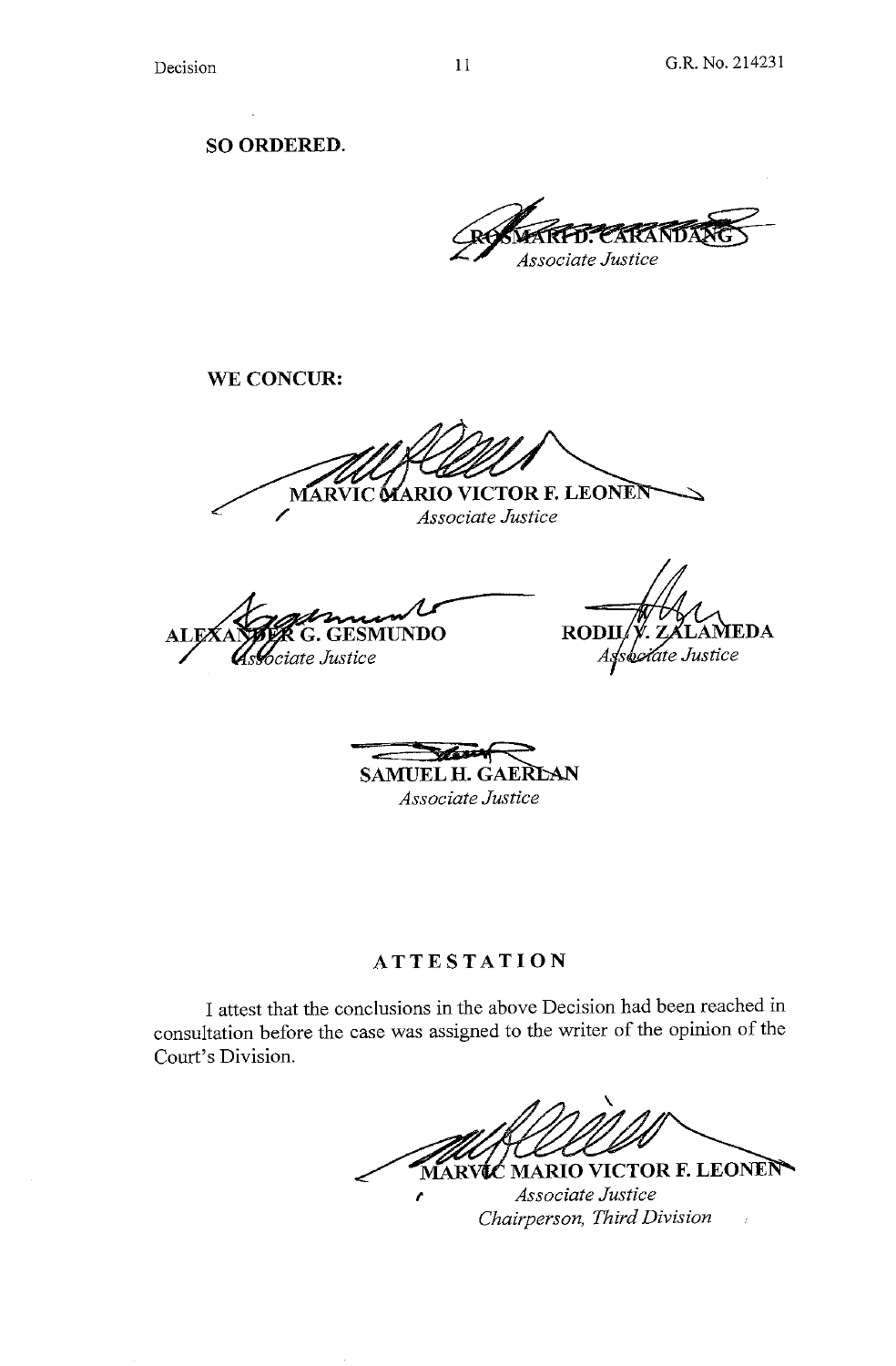**SO ORDERED.**

ROSMARI D. CARANDANG
*Associate Justice*

**WE CONCUR:**

MARVIC MARIO VICTOR F. LEONEN
*Associate Justice*

ALEXANDER G. GESMUNDO
*Associate Justice*

RODIL V. ZALAMEDA
*Associate Justice*

SAMUEL H. GAERLAN
*Associate Justice*

## ATTESTATION

I attest that the conclusions in the above Decision had been reached in consultation before the case was assigned to the writer of the opinion of the Court's Division.

MARVIC MARIO VICTOR F. LEONEN
*Associate Justice*
*Chairperson, Third Division*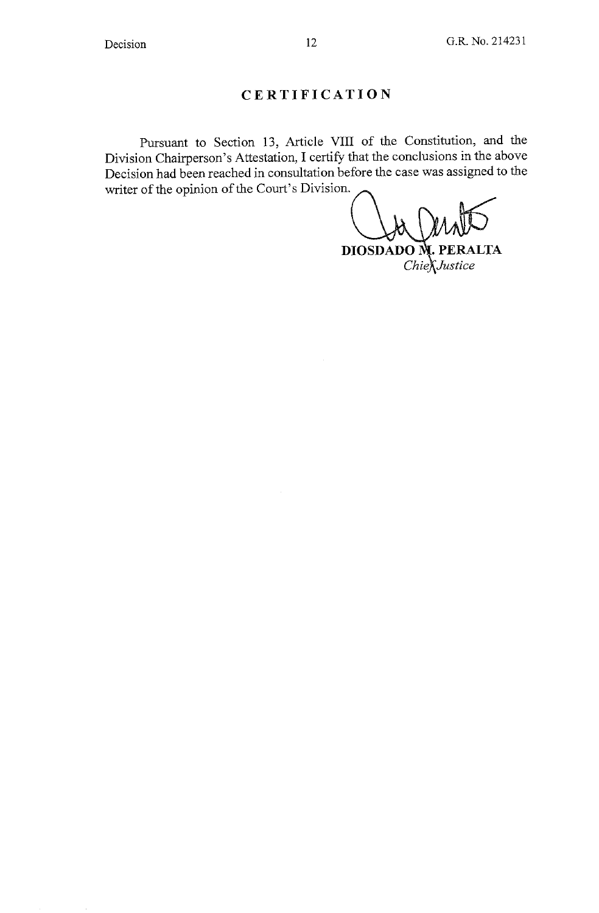## CERTIFICATION

Pursuant to Section 13, Article VIII of the Constitution, and the Division Chairperson's Attestation, I certify that the conclusions in the above Decision had been reached in consultation before the case was assigned to the writer of the opinion of the Court's Division.

**DIOSDADO M. PERALTA**
*Chief Justice*